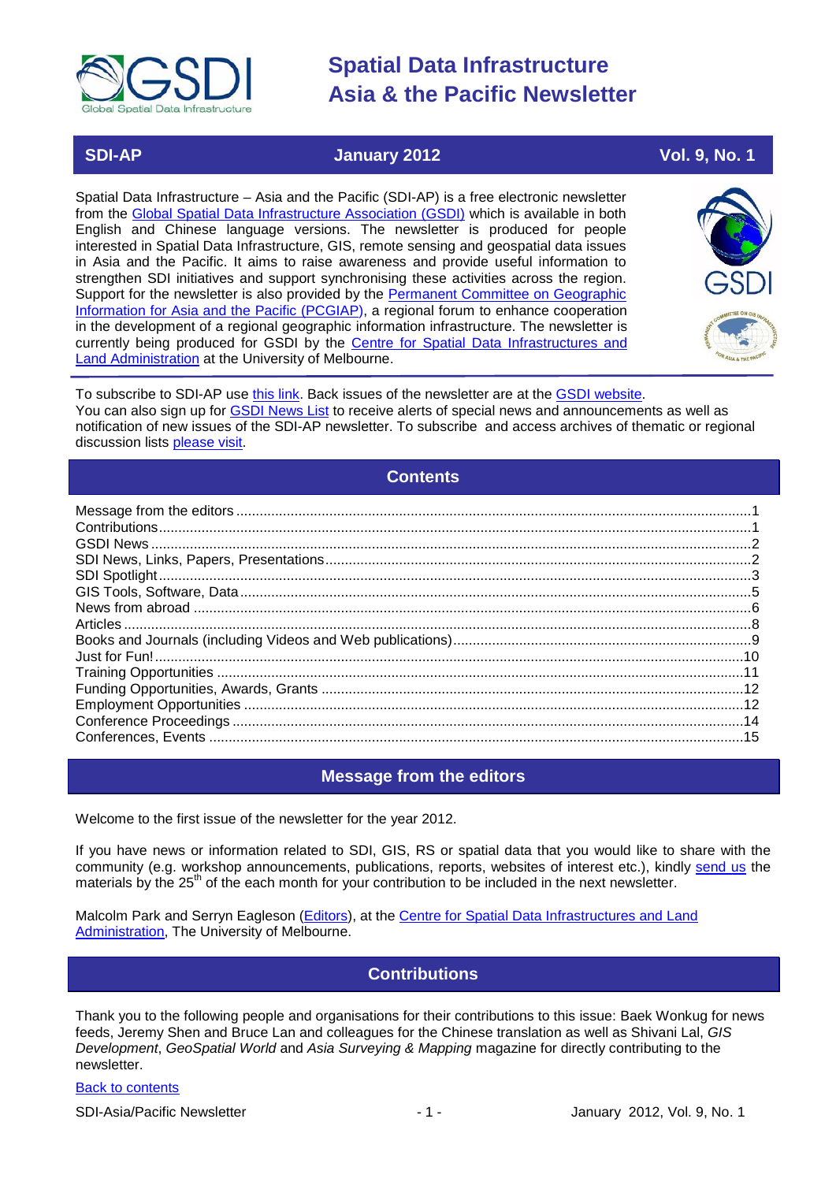# Spatial Data Infrastructure Asia & the Pacific Newsletter

**SDI-AP** | **January 2012** | **Vol. 9, No. 1**

Spatial Data Infrastructure – Asia and the Pacific (SDI-AP) is a free electronic newsletter from the Global Spatial Data Infrastructure Association (GSDI) which is available in both English and Chinese language versions. The newsletter is produced for people interested in Spatial Data Infrastructure, GIS, remote sensing and geospatial data issues in Asia and the Pacific. It aims to raise awareness and provide useful information to strengthen SDI initiatives and support synchronising these activities across the region. Support for the newsletter is also provided by the Permanent Committee on Geographic Information for Asia and the Pacific (PCGIAP), a regional forum to enhance cooperation in the development of a regional geographic information infrastructure. The newsletter is currently being produced for GSDI by the Centre for Spatial Data Infrastructures and Land Administration at the University of Melbourne.

To subscribe to SDI-AP use this link. Back issues of the newsletter are at the GSDI website.
You can also sign up for GSDI News List to receive alerts of special news and announcements as well as notification of new issues of the SDI-AP newsletter. To subscribe and access archives of thematic or regional discussion lists please visit.

## Contents

- Message from the editors ....1
- Contributions ....1
- GSDI News ....2
- SDI News, Links, Papers, Presentations ....2
- SDI Spotlight ....3
- GIS Tools, Software, Data ....5
- News from abroad ....6
- Articles ....8
- Books and Journals (including Videos and Web publications) ....9
- Just for Fun! ....10
- Training Opportunities ....11
- Funding Opportunities, Awards, Grants ....12
- Employment Opportunities ....12
- Conference Proceedings ....14
- Conferences, Events ....15

## Message from the editors

Welcome to the first issue of the newsletter for the year 2012.

If you have news or information related to SDI, GIS, RS or spatial data that you would like to share with the community (e.g. workshop announcements, publications, reports, websites of interest etc.), kindly send us the materials by the 25th of the each month for your contribution to be included in the next newsletter.

Malcolm Park and Serryn Eagleson (Editors), at the Centre for Spatial Data Infrastructures and Land Administration, The University of Melbourne.

## Contributions

Thank you to the following people and organisations for their contributions to this issue: Baek Wonkug for news feeds, Jeremy Shen and Bruce Lan and colleagues for the Chinese translation as well as Shivani Lal, *GIS Development*, *GeoSpatial World* and *Asia Surveying & Mapping* magazine for directly contributing to the newsletter.

Back to contents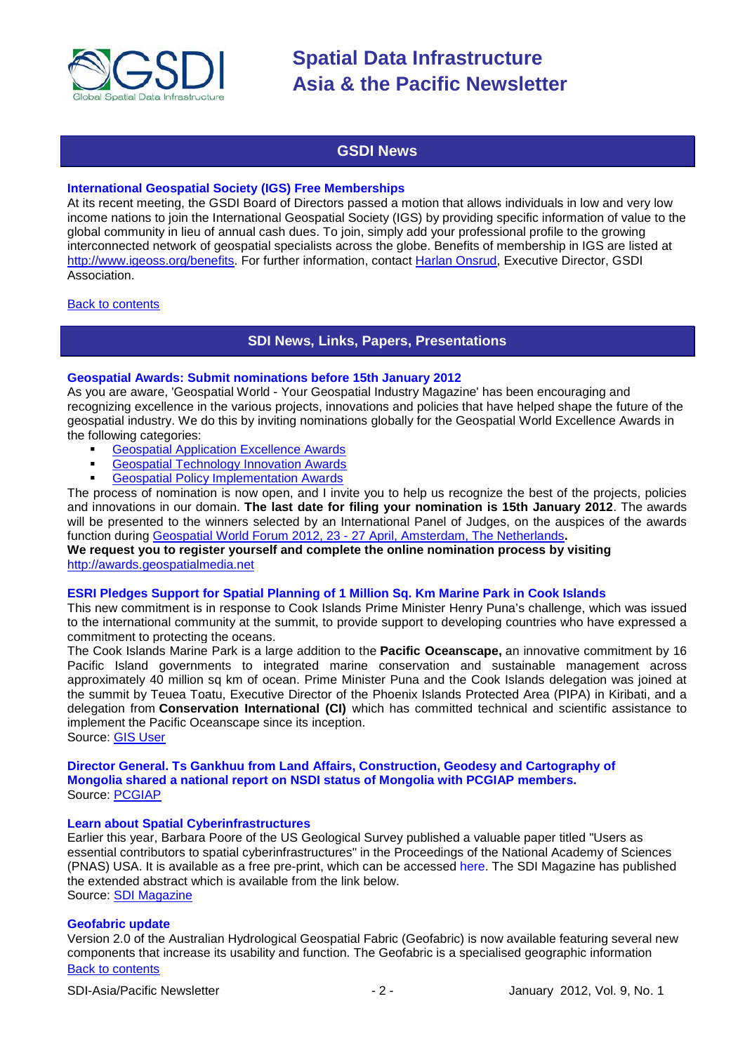## GSDI News

**International Geospatial Society (IGS) Free Memberships**

At its recent meeting, the GSDI Board of Directors passed a motion that allows individuals in low and very low income nations to join the International Geospatial Society (IGS) by providing specific information of value to the global community in lieu of annual cash dues. To join, simply add your professional profile to the growing interconnected network of geospatial specialists across the globe. Benefits of membership in IGS are listed at http://www.igeoss.org/benefits. For further information, contact Harlan Onsrud, Executive Director, GSDI Association.

Back to contents

## SDI News, Links, Papers, Presentations

**Geospatial Awards: Submit nominations before 15th January 2012**

As you are aware, 'Geospatial World - Your Geospatial Industry Magazine' has been encouraging and recognizing excellence in the various projects, innovations and policies that have helped shape the future of the geospatial industry. We do this by inviting nominations globally for the Geospatial World Excellence Awards in the following categories:

- Geospatial Application Excellence Awards
- Geospatial Technology Innovation Awards
- Geospatial Policy Implementation Awards

The process of nomination is now open, and I invite you to help us recognize the best of the projects, policies and innovations in our domain. **The last date for filing your nomination is 15th January 2012**. The awards will be presented to the winners selected by an International Panel of Judges, on the auspices of the awards function during Geospatial World Forum 2012, 23 - 27 April, Amsterdam, The Netherlands**.**

**We request you to register yourself and complete the online nomination process by visiting** http://awards.geospatialmedia.net

**ESRI Pledges Support for Spatial Planning of 1 Million Sq. Km Marine Park in Cook Islands**

This new commitment is in response to Cook Islands Prime Minister Henry Puna's challenge, which was issued to the international community at the summit, to provide support to developing countries who have expressed a commitment to protecting the oceans.

The Cook Islands Marine Park is a large addition to the **Pacific Oceanscape,** an innovative commitment by 16 Pacific Island governments to integrated marine conservation and sustainable management across approximately 40 million sq km of ocean. Prime Minister Puna and the Cook Islands delegation was joined at the summit by Teuea Toatu, Executive Director of the Phoenix Islands Protected Area (PIPA) in Kiribati, and a delegation from **Conservation International (CI)** which has committed technical and scientific assistance to implement the Pacific Oceanscape since its inception.

Source: GIS User

**Director General. Ts Gankhuu from Land Affairs, Construction, Geodesy and Cartography of Mongolia shared a national report on NSDI status of Mongolia with PCGIAP members.**

Source: PCGIAP

**Learn about Spatial Cyberinfrastructures**

Earlier this year, Barbara Poore of the US Geological Survey published a valuable paper titled "Users as essential contributors to spatial cyberinfrastructures" in the Proceedings of the National Academy of Sciences (PNAS) USA. It is available as a free pre-print, which can be accessed here. The SDI Magazine has published the extended abstract which is available from the link below.

Source: SDI Magazine

**Geofabric update**

Version 2.0 of the Australian Hydrological Geospatial Fabric (Geofabric) is now available featuring several new components that increase its usability and function. The Geofabric is a specialised geographic information

Back to contents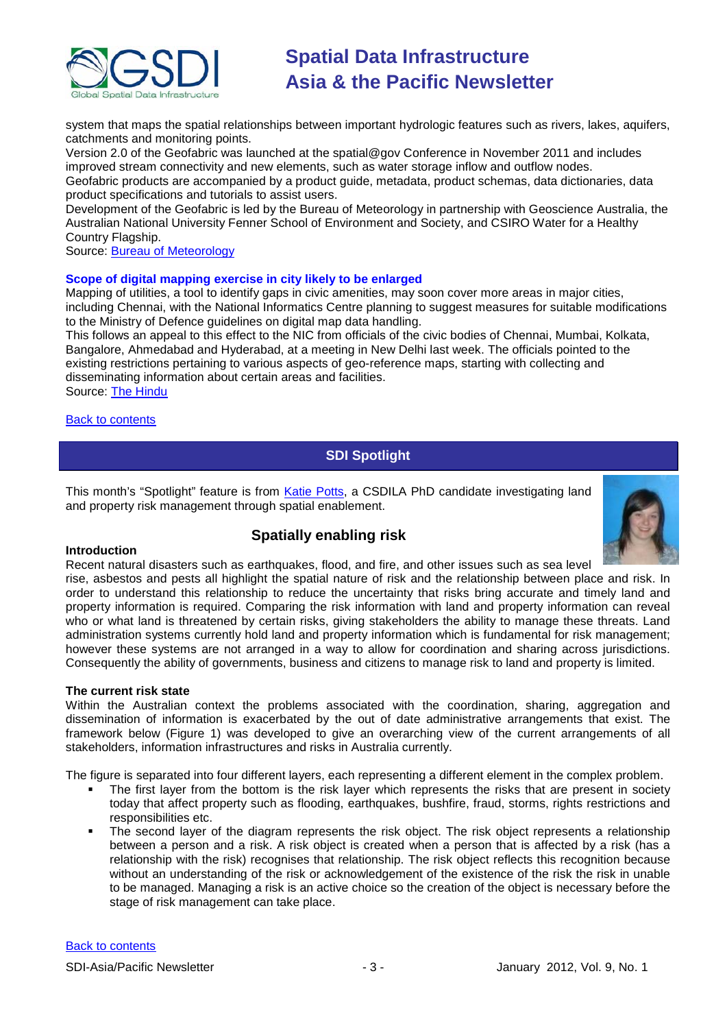system that maps the spatial relationships between important hydrologic features such as rivers, lakes, aquifers, catchments and monitoring points.
Version 2.0 of the Geofabric was launched at the spatial@gov Conference in November 2011 and includes improved stream connectivity and new elements, such as water storage inflow and outflow nodes.
Geofabric products are accompanied by a product guide, metadata, product schemas, data dictionaries, data product specifications and tutorials to assist users.
Development of the Geofabric is led by the Bureau of Meteorology in partnership with Geoscience Australia, the Australian National University Fenner School of Environment and Society, and CSIRO Water for a Healthy Country Flagship.
Source: Bureau of Meteorology

### Scope of digital mapping exercise in city likely to be enlarged

Mapping of utilities, a tool to identify gaps in civic amenities, may soon cover more areas in major cities, including Chennai, with the National Informatics Centre planning to suggest measures for suitable modifications to the Ministry of Defence guidelines on digital map data handling.
This follows an appeal to this effect to the NIC from officials of the civic bodies of Chennai, Mumbai, Kolkata, Bangalore, Ahmedabad and Hyderabad, at a meeting in New Delhi last week. The officials pointed to the existing restrictions pertaining to various aspects of geo-reference maps, starting with collecting and disseminating information about certain areas and facilities.
Source: The Hindu

Back to contents

## SDI Spotlight

This month's "Spotlight" feature is from Katie Potts, a CSDILA PhD candidate investigating land and property risk management through spatial enablement.

### Spatially enabling risk

**Introduction**

Recent natural disasters such as earthquakes, flood, and fire, and other issues such as sea level rise, asbestos and pests all highlight the spatial nature of risk and the relationship between place and risk. In order to understand this relationship to reduce the uncertainty that risks bring accurate and timely land and property information is required. Comparing the risk information with land and property information can reveal who or what land is threatened by certain risks, giving stakeholders the ability to manage these threats. Land administration systems currently hold land and property information which is fundamental for risk management; however these systems are not arranged in a way to allow for coordination and sharing across jurisdictions. Consequently the ability of governments, business and citizens to manage risk to land and property is limited.

**The current risk state**

Within the Australian context the problems associated with the coordination, sharing, aggregation and dissemination of information is exacerbated by the out of date administrative arrangements that exist. The framework below (Figure 1) was developed to give an overarching view of the current arrangements of all stakeholders, information infrastructures and risks in Australia currently.

The figure is separated into four different layers, each representing a different element in the complex problem.

- The first layer from the bottom is the risk layer which represents the risks that are present in society today that affect property such as flooding, earthquakes, bushfire, fraud, storms, rights restrictions and responsibilities etc.
- The second layer of the diagram represents the risk object. The risk object represents a relationship between a person and a risk. A risk object is created when a person that is affected by a risk (has a relationship with the risk) recognises that relationship. The risk object reflects this recognition because without an understanding of the risk or acknowledgement of the existence of the risk the risk in unable to be managed. Managing a risk is an active choice so the creation of the object is necessary before the stage of risk management can take place.

Back to contents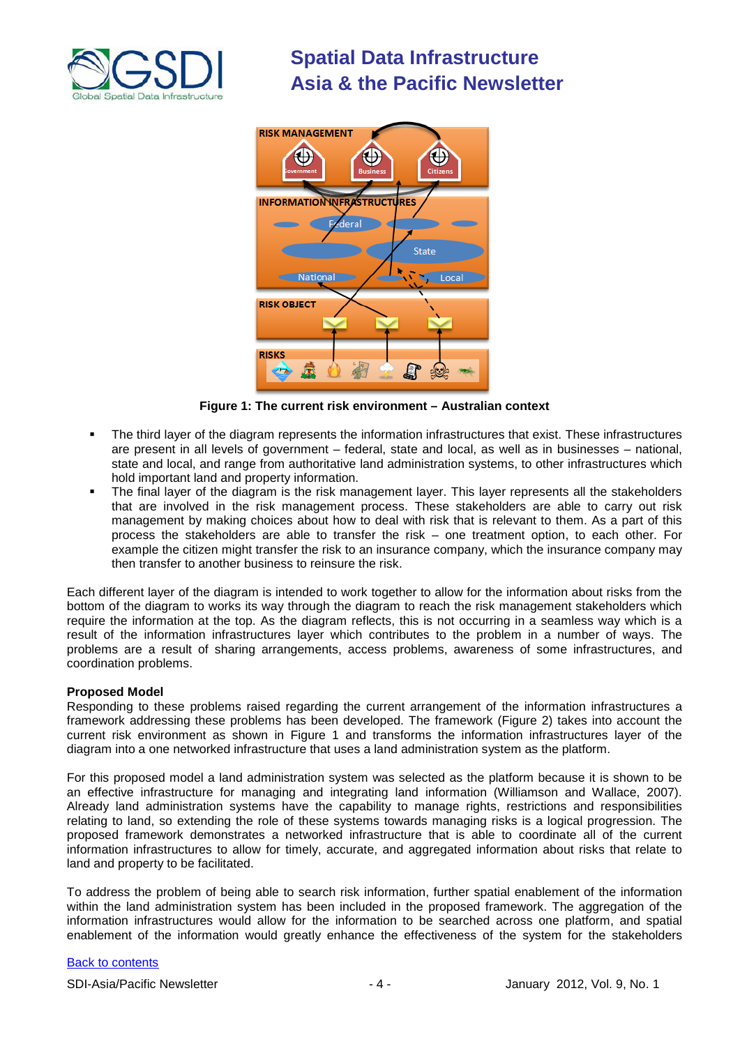**Figure 1: The current risk environment – Australian context**

- The third layer of the diagram represents the information infrastructures that exist. These infrastructures are present in all levels of government – federal, state and local, as well as in businesses – national, state and local, and range from authoritative land administration systems, to other infrastructures which hold important land and property information.
- The final layer of the diagram is the risk management layer. This layer represents all the stakeholders that are involved in the risk management process. These stakeholders are able to carry out risk management by making choices about how to deal with risk that is relevant to them. As a part of this process the stakeholders are able to transfer the risk – one treatment option, to each other. For example the citizen might transfer the risk to an insurance company, which the insurance company may then transfer to another business to reinsure the risk.

Each different layer of the diagram is intended to work together to allow for the information about risks from the bottom of the diagram to works its way through the diagram to reach the risk management stakeholders which require the information at the top. As the diagram reflects, this is not occurring in a seamless way which is a result of the information infrastructures layer which contributes to the problem in a number of ways. The problems are a result of sharing arrangements, access problems, awareness of some infrastructures, and coordination problems.

**Proposed Model**

Responding to these problems raised regarding the current arrangement of the information infrastructures a framework addressing these problems has been developed. The framework (Figure 2) takes into account the current risk environment as shown in Figure 1 and transforms the information infrastructures layer of the diagram into a one networked infrastructure that uses a land administration system as the platform.

For this proposed model a land administration system was selected as the platform because it is shown to be an effective infrastructure for managing and integrating land information (Williamson and Wallace, 2007). Already land administration systems have the capability to manage rights, restrictions and responsibilities relating to land, so extending the role of these systems towards managing risks is a logical progression. The proposed framework demonstrates a networked infrastructure that is able to coordinate all of the current information infrastructures to allow for timely, accurate, and aggregated information about risks that relate to land and property to be facilitated.

To address the problem of being able to search risk information, further spatial enablement of the information within the land administration system has been included in the proposed framework. The aggregation of the information infrastructures would allow for the information to be searched across one platform, and spatial enablement of the information would greatly enhance the effectiveness of the system for the stakeholders

[Back to contents]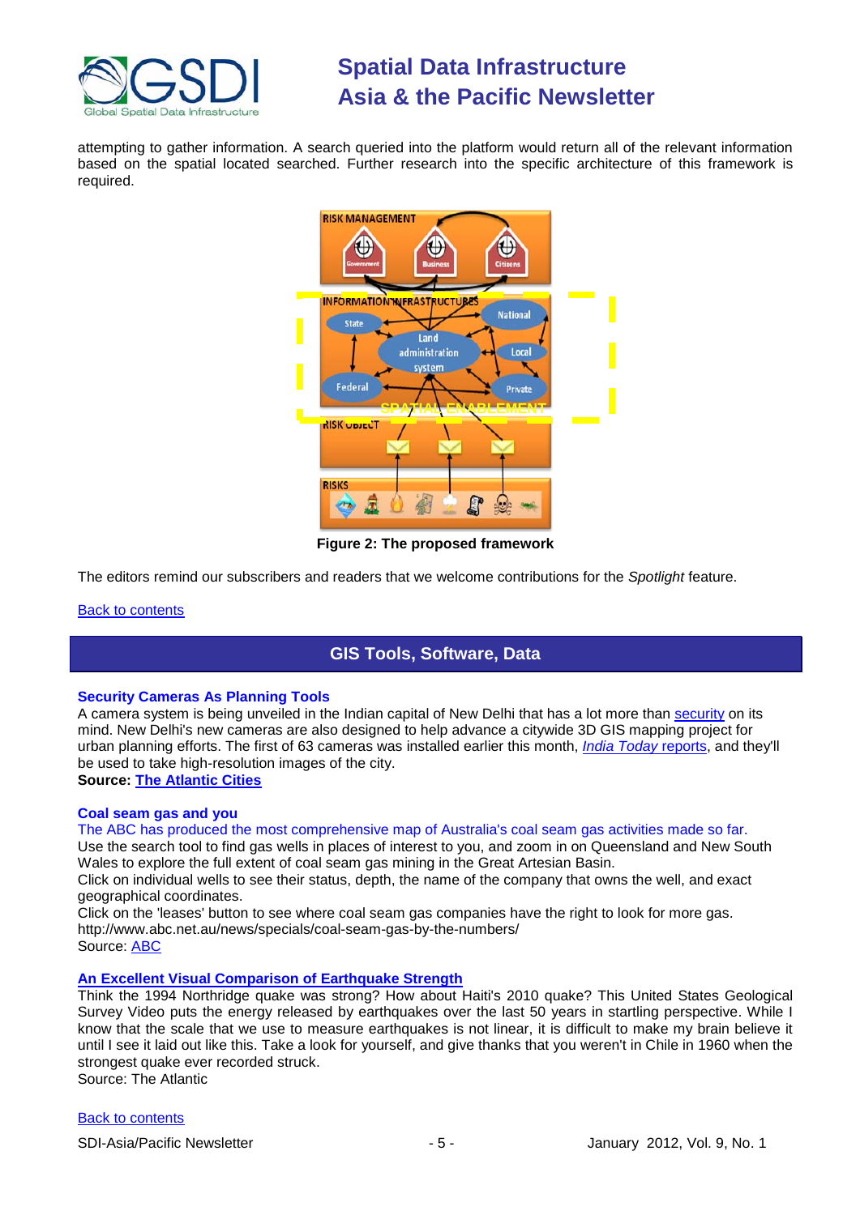attempting to gather information. A search queried into the platform would return all of the relevant information based on the spatial located searched. Further research into the specific architecture of this framework is required.

**Figure 2: The proposed framework**

The editors remind our subscribers and readers that we welcome contributions for the *Spotlight* feature.

Back to contents

## GIS Tools, Software, Data

### Security Cameras As Planning Tools

A camera system is being unveiled in the Indian capital of New Delhi that has a lot more than security on its mind. New Delhi's new cameras are also designed to help advance a citywide 3D GIS mapping project for urban planning efforts. The first of 63 cameras was installed earlier this month, *India Today* reports, and they'll be used to take high-resolution images of the city.

**Source: The Atlantic Cities**

### Coal seam gas and you

The ABC has produced the most comprehensive map of Australia's coal seam gas activities made so far.

Use the search tool to find gas wells in places of interest to you, and zoom in on Queensland and New South Wales to explore the full extent of coal seam gas mining in the Great Artesian Basin.

Click on individual wells to see their status, depth, the name of the company that owns the well, and exact geographical coordinates.

Click on the 'leases' button to see where coal seam gas companies have the right to look for more gas.

http://www.abc.net.au/news/specials/coal-seam-gas-by-the-numbers/

Source: ABC

### An Excellent Visual Comparison of Earthquake Strength

Think the 1994 Northridge quake was strong? How about Haiti's 2010 quake? This United States Geological Survey Video puts the energy released by earthquakes over the last 50 years in startling perspective. While I know that the scale that we use to measure earthquakes is not linear, it is difficult to make my brain believe it until I see it laid out like this. Take a look for yourself, and give thanks that you weren't in Chile in 1960 when the strongest quake ever recorded struck.

Source: The Atlantic

Back to contents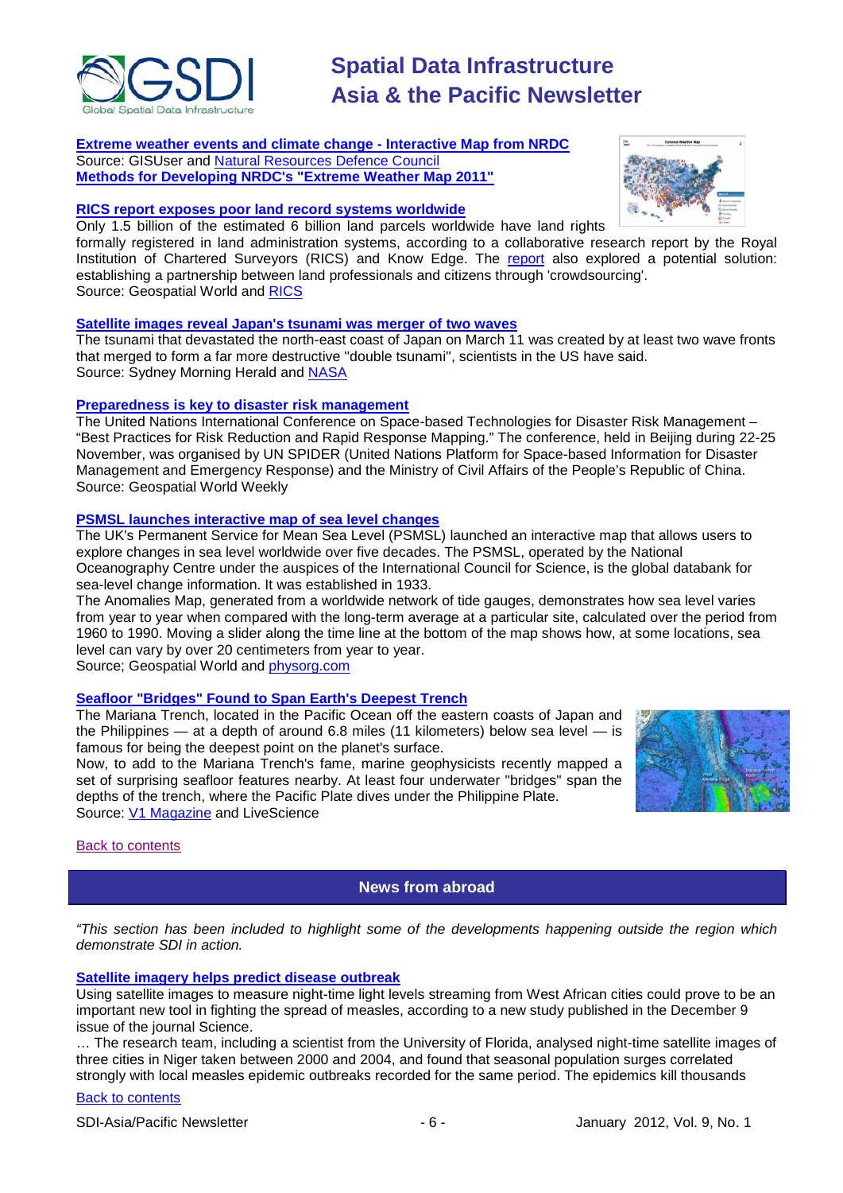**Extreme weather events and climate change - Interactive Map from NRDC**
Source: GISUser and Natural Resources Defence Council
**Methods for Developing NRDC's "Extreme Weather Map 2011"**

**RICS report exposes poor land record systems worldwide**
Only 1.5 billion of the estimated 6 billion land parcels worldwide have land rights formally registered in land administration systems, according to a collaborative research report by the Royal Institution of Chartered Surveyors (RICS) and Know Edge. The report also explored a potential solution: establishing a partnership between land professionals and citizens through 'crowdsourcing'.
Source: Geospatial World and RICS

**Satellite images reveal Japan's tsunami was merger of two waves**
The tsunami that devastated the north-east coast of Japan on March 11 was created by at least two wave fronts that merged to form a far more destructive "double tsunami", scientists in the US have said.
Source: Sydney Morning Herald and NASA

**Preparedness is key to disaster risk management**
The United Nations International Conference on Space-based Technologies for Disaster Risk Management – "Best Practices for Risk Reduction and Rapid Response Mapping." The conference, held in Beijing during 22-25 November, was organised by UN SPIDER (United Nations Platform for Space-based Information for Disaster Management and Emergency Response) and the Ministry of Civil Affairs of the People's Republic of China.
Source: Geospatial World Weekly

**PSMSL launches interactive map of sea level changes**
The UK's Permanent Service for Mean Sea Level (PSMSL) launched an interactive map that allows users to explore changes in sea level worldwide over five decades. The PSMSL, operated by the National Oceanography Centre under the auspices of the International Council for Science, is the global databank for sea-level change information. It was established in 1933.
The Anomalies Map, generated from a worldwide network of tide gauges, demonstrates how sea level varies from year to year when compared with the long-term average at a particular site, calculated over the period from 1960 to 1990. Moving a slider along the time line at the bottom of the map shows how, at some locations, sea level can vary by over 20 centimeters from year to year.
Source; Geospatial World and physorg.com

**Seafloor "Bridges" Found to Span Earth's Deepest Trench**
The Mariana Trench, located in the Pacific Ocean off the eastern coasts of Japan and the Philippines — at a depth of around 6.8 miles (11 kilometers) below sea level — is famous for being the deepest point on the planet's surface.
Now, to add to the Mariana Trench's fame, marine geophysicists recently mapped a set of surprising seafloor features nearby. At least four underwater "bridges" span the depths of the trench, where the Pacific Plate dives under the Philippine Plate.
Source: V1 Magazine and LiveScience

Back to contents

## News from abroad

*"This section has been included to highlight some of the developments happening outside the region which demonstrate SDI in action.*

**Satellite imagery helps predict disease outbreak**
Using satellite images to measure night-time light levels streaming from West African cities could prove to be an important new tool in fighting the spread of measles, according to a new study published in the December 9 issue of the journal Science.
… The research team, including a scientist from the University of Florida, analysed night-time satellite images of three cities in Niger taken between 2000 and 2004, and found that seasonal population surges correlated strongly with local measles epidemic outbreaks recorded for the same period. The epidemics kill thousands

Back to contents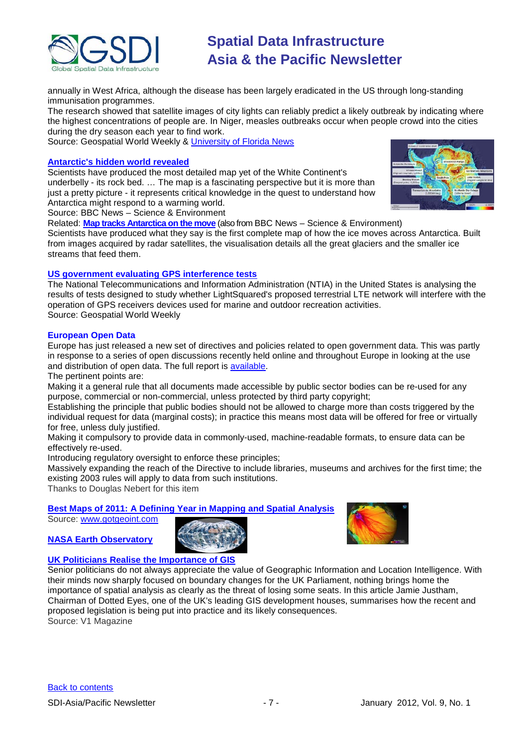annually in West Africa, although the disease has been largely eradicated in the US through long-standing immunisation programmes.
The research showed that satellite images of city lights can reliably predict a likely outbreak by indicating where the highest concentrations of people are. In Niger, measles outbreaks occur when people crowd into the cities during the dry season each year to find work.
Source: Geospatial World Weekly & University of Florida News

### Antarctic's hidden world revealed

Scientists have produced the most detailed map yet of the White Continent's underbelly - its rock bed. … The map is a fascinating perspective but it is more than just a pretty picture - it represents critical knowledge in the quest to understand how Antarctica might respond to a warming world.
Source: BBC News – Science & Environment
Related: **Map tracks Antarctica on the move** (also from BBC News – Science & Environment)
Scientists have produced what they say is the first complete map of how the ice moves across Antarctica. Built from images acquired by radar satellites, the visualisation details all the great glaciers and the smaller ice streams that feed them.

### US government evaluating GPS interference tests

The National Telecommunications and Information Administration (NTIA) in the United States is analysing the results of tests designed to study whether LightSquared's proposed terrestrial LTE network will interfere with the operation of GPS receivers devices used for marine and outdoor recreation activities.
Source: Geospatial World Weekly

### European Open Data

Europe has just released a new set of directives and policies related to open government data. This was partly in response to a series of open discussions recently held online and throughout Europe in looking at the use and distribution of open data. The full report is available.
The pertinent points are:
Making it a general rule that all documents made accessible by public sector bodies can be re-used for any purpose, commercial or non-commercial, unless protected by third party copyright;
Establishing the principle that public bodies should not be allowed to charge more than costs triggered by the individual request for data (marginal costs); in practice this means most data will be offered for free or virtually for free, unless duly justified.
Making it compulsory to provide data in commonly-used, machine-readable formats, to ensure data can be effectively re-used.
Introducing regulatory oversight to enforce these principles;
Massively expanding the reach of the Directive to include libraries, museums and archives for the first time; the existing 2003 rules will apply to data from such institutions.
Thanks to Douglas Nebert for this item

### Best Maps of 2011: A Defining Year in Mapping and Spatial Analysis

Source: www.gotgeoint.com

### NASA Earth Observatory

### UK Politicians Realise the Importance of GIS

Senior politicians do not always appreciate the value of Geographic Information and Location Intelligence. With their minds now sharply focused on boundary changes for the UK Parliament, nothing brings home the importance of spatial analysis as clearly as the threat of losing some seats. In this article Jamie Justham, Chairman of Dotted Eyes, one of the UK's leading GIS development houses, summarises how the recent and proposed legislation is being put into practice and its likely consequences.
Source: V1 Magazine

Back to contents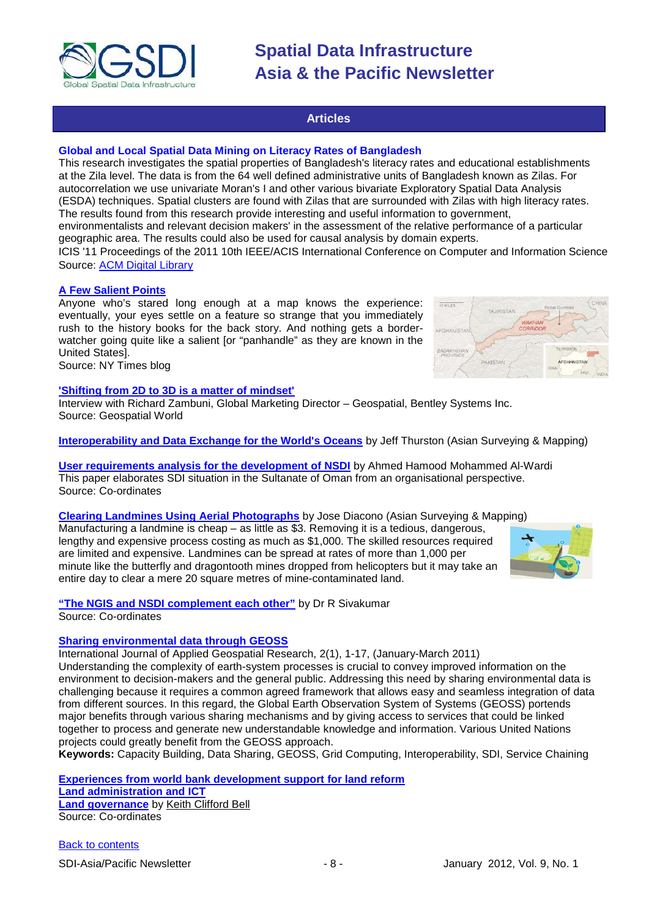## Articles

### Global and Local Spatial Data Mining on Literacy Rates of Bangladesh

This research investigates the spatial properties of Bangladesh's literacy rates and educational establishments at the Zila level. The data is from the 64 well defined administrative units of Bangladesh known as Zilas. For autocorrelation we use univariate Moran's I and other various bivariate Exploratory Spatial Data Analysis (ESDA) techniques. Spatial clusters are found with Zilas that are surrounded with Zilas with high literacy rates. The results found from this research provide interesting and useful information to government, environmentalists and relevant decision makers' in the assessment of the relative performance of a particular geographic area. The results could also be used for causal analysis by domain experts.

ICIS '11 Proceedings of the 2011 10th IEEE/ACIS International Conference on Computer and Information Science

Source: ACM Digital Library

### A Few Salient Points

Anyone who's stared long enough at a map knows the experience: eventually, your eyes settle on a feature so strange that you immediately rush to the history books for the back story. And nothing gets a border-watcher going quite like a salient [or "panhandle" as they are known in the United States].

Source: NY Times blog

### 'Shifting from 2D to 3D is a matter of mindset'

Interview with Richard Zambuni, Global Marketing Director – Geospatial, Bentley Systems Inc.

Source: Geospatial World

**Interoperability and Data Exchange for the World's Oceans** by Jeff Thurston (Asian Surveying & Mapping)

**User requirements analysis for the development of NSDI** by Ahmed Hamood Mohammed Al-Wardi

This paper elaborates SDI situation in the Sultanate of Oman from an organisational perspective.

Source: Co-ordinates

**Clearing Landmines Using Aerial Photographs** by Jose Diacono (Asian Surveying & Mapping)

Manufacturing a landmine is cheap – as little as $3. Removing it is a tedious, dangerous, lengthy and expensive process costing as much as $1,000. The skilled resources required are limited and expensive. Landmines can be spread at rates of more than 1,000 per minute like the butterfly and dragontooth mines dropped from helicopters but it may take an entire day to clear a mere 20 square metres of mine-contaminated land.

**"The NGIS and NSDI complement each other"** by Dr R Sivakumar

Source: Co-ordinates

### Sharing environmental data through GEOSS

International Journal of Applied Geospatial Research, 2(1), 1-17, (January-March 2011)

Understanding the complexity of earth-system processes is crucial to convey improved information on the environment to decision-makers and the general public. Addressing this need by sharing environmental data is challenging because it requires a common agreed framework that allows easy and seamless integration of data from different sources. In this regard, the Global Earth Observation System of Systems (GEOSS) portends major benefits through various sharing mechanisms and by giving access to services that could be linked together to process and generate new understandable knowledge and information. Various United Nations projects could greatly benefit from the GEOSS approach.

**Keywords:** Capacity Building, Data Sharing, GEOSS, Grid Computing, Interoperability, SDI, Service Chaining

**Experiences from world bank development support for land reform**
**Land administration and ICT**
**Land governance** by Keith Clifford Bell
Source: Co-ordinates

Back to contents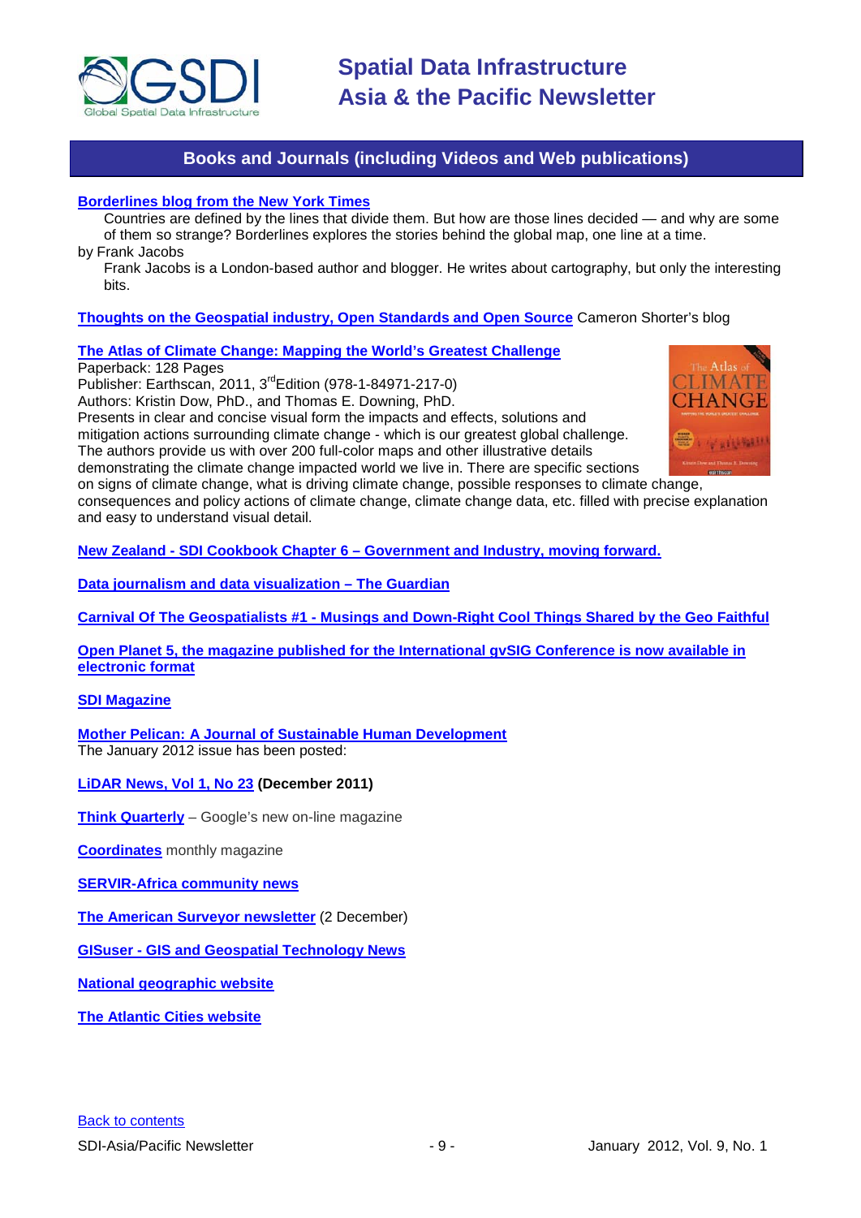## Books and Journals (including Videos and Web publications)

**Borderlines blog from the New York Times**

Countries are defined by the lines that divide them. But how are those lines decided — and why are some of them so strange? Borderlines explores the stories behind the global map, one line at a time.

by Frank Jacobs

Frank Jacobs is a London-based author and blogger. He writes about cartography, but only the interesting bits.

**Thoughts on the Geospatial industry, Open Standards and Open Source** Cameron Shorter's blog

**The Atlas of Climate Change: Mapping the World's Greatest Challenge**

Paperback: 128 Pages
Publisher: Earthscan, 2011, 3rd Edition (978-1-84971-217-0)
Authors: Kristin Dow, PhD., and Thomas E. Downing, PhD.
Presents in clear and concise visual form the impacts and effects, solutions and mitigation actions surrounding climate change - which is our greatest global challenge. The authors provide us with over 200 full-color maps and other illustrative details demonstrating the climate change impacted world we live in. There are specific sections on signs of climate change, what is driving climate change, possible responses to climate change, consequences and policy actions of climate change, climate change data, etc. filled with precise explanation and easy to understand visual detail.

**New Zealand - SDI Cookbook Chapter 6 – Government and Industry, moving forward.**

**Data journalism and data visualization – The Guardian**

**Carnival Of The Geospatialists #1 - Musings and Down-Right Cool Things Shared by the Geo Faithful**

**Open Planet 5, the magazine published for the International gvSIG Conference is now available in electronic format**

**SDI Magazine**

**Mother Pelican: A Journal of Sustainable Human Development**

The January 2012 issue has been posted:

**LiDAR News, Vol 1, No 23 (December 2011)**

**Think Quarterly** – Google's new on-line magazine

**Coordinates** monthly magazine

**SERVIR-Africa community news**

**The American Surveyor newsletter** (2 December)

**GISuser - GIS and Geospatial Technology News**

**National geographic website**

**The Atlantic Cities website**

Back to contents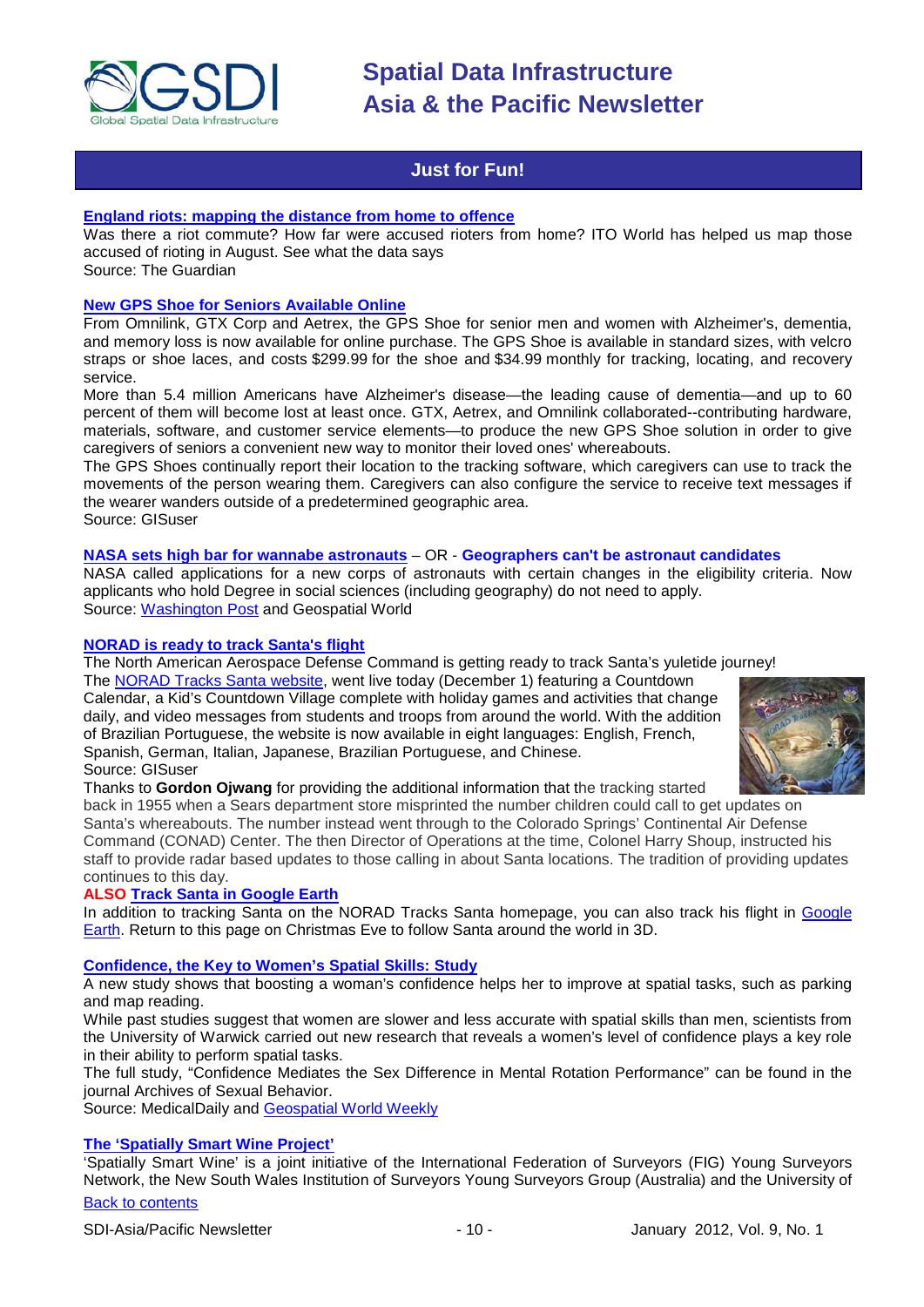## Just for Fun!

**England riots: mapping the distance from home to offence**

Was there a riot commute? How far were accused rioters from home? ITO World has helped us map those accused of rioting in August. See what the data says

Source: The Guardian

**New GPS Shoe for Seniors Available Online**

From Omnilink, GTX Corp and Aetrex, the GPS Shoe for senior men and women with Alzheimer's, dementia, and memory loss is now available for online purchase. The GPS Shoe is available in standard sizes, with velcro straps or shoe laces, and costs $299.99 for the shoe and $34.99 monthly for tracking, locating, and recovery service.

More than 5.4 million Americans have Alzheimer's disease—the leading cause of dementia—and up to 60 percent of them will become lost at least once. GTX, Aetrex, and Omnilink collaborated--contributing hardware, materials, software, and customer service elements—to produce the new GPS Shoe solution in order to give caregivers of seniors a convenient new way to monitor their loved ones' whereabouts.

The GPS Shoes continually report their location to the tracking software, which caregivers can use to track the movements of the person wearing them. Caregivers can also configure the service to receive text messages if the wearer wanders outside of a predetermined geographic area.

Source: GISuser

**NASA sets high bar for wannabe astronauts** – OR - **Geographers can't be astronaut candidates**

NASA called applications for a new corps of astronauts with certain changes in the eligibility criteria. Now applicants who hold Degree in social sciences (including geography) do not need to apply.

Source: Washington Post and Geospatial World

**NORAD is ready to track Santa's flight**

The North American Aerospace Defense Command is getting ready to track Santa's yuletide journey! The NORAD Tracks Santa website, went live today (December 1) featuring a Countdown Calendar, a Kid's Countdown Village complete with holiday games and activities that change daily, and video messages from students and troops from around the world. With the addition of Brazilian Portuguese, the website is now available in eight languages: English, French, Spanish, German, Italian, Japanese, Brazilian Portuguese, and Chinese.

Source: GISuser

Thanks to **Gordon Ojwang** for providing the additional information that the tracking started back in 1955 when a Sears department store misprinted the number children could call to get updates on Santa's whereabouts. The number instead went through to the Colorado Springs' Continental Air Defense Command (CONAD) Center. The then Director of Operations at the time, Colonel Harry Shoup, instructed his staff to provide radar based updates to those calling in about Santa locations. The tradition of providing updates continues to this day.

**ALSO Track Santa in Google Earth**

In addition to tracking Santa on the NORAD Tracks Santa homepage, you can also track his flight in Google Earth. Return to this page on Christmas Eve to follow Santa around the world in 3D.

**Confidence, the Key to Women's Spatial Skills: Study**

A new study shows that boosting a woman's confidence helps her to improve at spatial tasks, such as parking and map reading.

While past studies suggest that women are slower and less accurate with spatial skills than men, scientists from the University of Warwick carried out new research that reveals a women's level of confidence plays a key role in their ability to perform spatial tasks.

The full study, "Confidence Mediates the Sex Difference in Mental Rotation Performance" can be found in the journal Archives of Sexual Behavior.

Source: MedicalDaily and Geospatial World Weekly

**The 'Spatially Smart Wine Project'**

'Spatially Smart Wine' is a joint initiative of the International Federation of Surveyors (FIG) Young Surveyors Network, the New South Wales Institution of Surveyors Young Surveyors Group (Australia) and the University of

Back to contents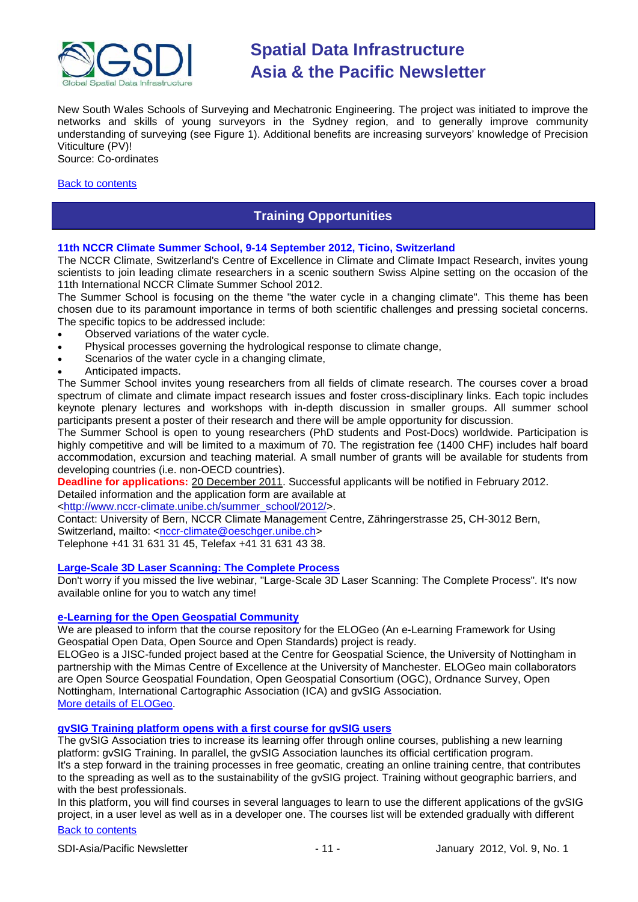New South Wales Schools of Surveying and Mechatronic Engineering. The project was initiated to improve the networks and skills of young surveyors in the Sydney region, and to generally improve community understanding of surveying (see Figure 1). Additional benefits are increasing surveyors' knowledge of Precision Viticulture (PV)!
Source: Co-ordinates

[Back to contents](#)

## Training Opportunities

### 11th NCCR Climate Summer School, 9-14 September 2012, Ticino, Switzerland

The NCCR Climate, Switzerland's Centre of Excellence in Climate and Climate Impact Research, invites young scientists to join leading climate researchers in a scenic southern Swiss Alpine setting on the occasion of the 11th International NCCR Climate Summer School 2012.

The Summer School is focusing on the theme "the water cycle in a changing climate". This theme has been chosen due to its paramount importance in terms of both scientific challenges and pressing societal concerns. The specific topics to be addressed include:

- Observed variations of the water cycle.
- Physical processes governing the hydrological response to climate change,
- Scenarios of the water cycle in a changing climate,
- Anticipated impacts.

The Summer School invites young researchers from all fields of climate research. The courses cover a broad spectrum of climate and climate impact research issues and foster cross-disciplinary links. Each topic includes keynote plenary lectures and workshops with in-depth discussion in smaller groups. All summer school participants present a poster of their research and there will be ample opportunity for discussion.

The Summer School is open to young researchers (PhD students and Post-Docs) worldwide. Participation is highly competitive and will be limited to a maximum of 70. The registration fee (1400 CHF) includes half board accommodation, excursion and teaching material. A small number of grants will be available for students from developing countries (i.e. non-OECD countries).

**Deadline for applications:** 20 December 2011. Successful applicants will be notified in February 2012.
Detailed information and the application form are available at <[http://www.nccr-climate.unibe.ch/summer_school/2012/](http://www.nccr-climate.unibe.ch/summer_school/2012/)>.
Contact: University of Bern, NCCR Climate Management Centre, Zähringerstrasse 25, CH-3012 Bern, Switzerland, mailto: <[nccr-climate@oeschger.unibe.ch](mailto:nccr-climate@oeschger.unibe.ch)>
Telephone +41 31 631 31 45, Telefax +41 31 631 43 38.

### [Large-Scale 3D Laser Scanning: The Complete Process](#)

Don't worry if you missed the live webinar, "Large-Scale 3D Laser Scanning: The Complete Process". It's now available online for you to watch any time!

### [e-Learning for the Open Geospatial Community](#)

We are pleased to inform that the course repository for the ELOGeo (An e-Learning Framework for Using Geospatial Open Data, Open Source and Open Standards) project is ready.

ELOGeo is a JISC-funded project based at the Centre for Geospatial Science, the University of Nottingham in partnership with the Mimas Centre of Excellence at the University of Manchester. ELOGeo main collaborators are Open Source Geospatial Foundation, Open Geospatial Consortium (OGC), Ordnance Survey, Open Nottingham, International Cartographic Association (ICA) and gvSIG Association.
[More details of ELOGeo](#).

### [gvSIG Training platform opens with a first course for gvSIG users](#)

The gvSIG Association tries to increase its learning offer through online courses, publishing a new learning platform: gvSIG Training. In parallel, the gvSIG Association launches its official certification program.

It's a step forward in the training processes in free geomatic, creating an online training centre, that contributes to the spreading as well as to the sustainability of the gvSIG project. Training without geographic barriers, and with the best professionals.

In this platform, you will find courses in several languages to learn to use the different applications of the gvSIG project, in a user level as well as in a developer one. The courses list will be extended gradually with different

[Back to contents](#)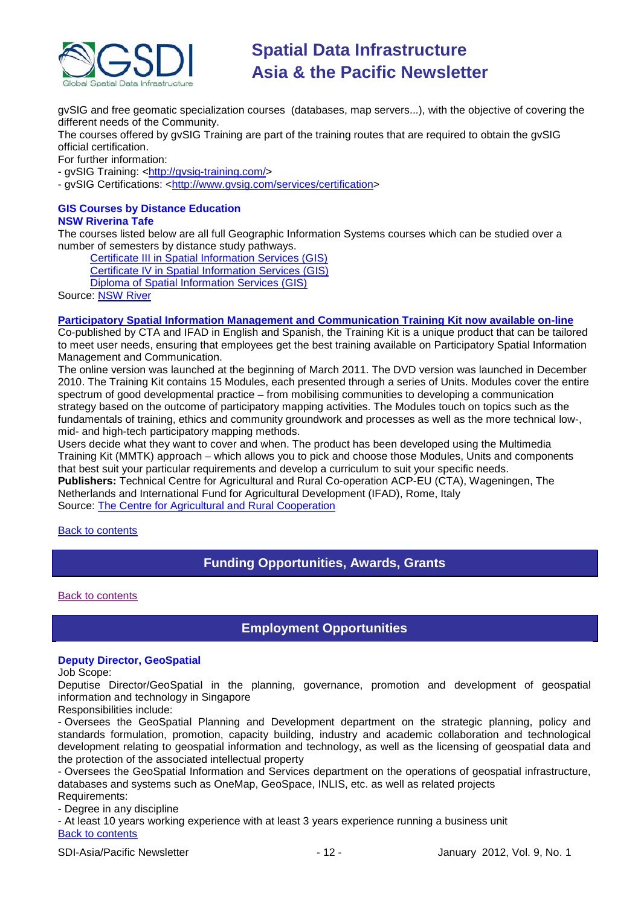gvSIG and free geomatic specialization courses (databases, map servers...), with the objective of covering the different needs of the Community.

The courses offered by gvSIG Training are part of the training routes that are required to obtain the gvSIG official certification.

For further information:

- gvSIG Training: <http://gvsig-training.com/>
- gvSIG Certifications: <http://www.gvsig.com/services/certification>

### GIS Courses by Distance Education

**NSW Riverina Tafe**

The courses listed below are all full Geographic Information Systems courses which can be studied over a number of semesters by distance study pathways.

- Certificate III in Spatial Information Services (GIS)
- Certificate IV in Spatial Information Services (GIS)
- Diploma of Spatial Information Services (GIS)

Source: NSW River

### Participatory Spatial Information Management and Communication Training Kit now available on-line

Co-published by CTA and IFAD in English and Spanish, the Training Kit is a unique product that can be tailored to meet user needs, ensuring that employees get the best training available on Participatory Spatial Information Management and Communication.

The online version was launched at the beginning of March 2011. The DVD version was launched in December 2010. The Training Kit contains 15 Modules, each presented through a series of Units. Modules cover the entire spectrum of good developmental practice – from mobilising communities to developing a communication strategy based on the outcome of participatory mapping activities. The Modules touch on topics such as the fundamentals of training, ethics and community groundwork and processes as well as the more technical low-, mid- and high-tech participatory mapping methods.

Users decide what they want to cover and when. The product has been developed using the Multimedia Training Kit (MMTK) approach – which allows you to pick and choose those Modules, Units and components that best suit your particular requirements and develop a curriculum to suit your specific needs.

**Publishers:** Technical Centre for Agricultural and Rural Co-operation ACP-EU (CTA), Wageningen, The Netherlands and International Fund for Agricultural Development (IFAD), Rome, Italy

Source: The Centre for Agricultural and Rural Cooperation

Back to contents

## Funding Opportunities, Awards, Grants

Back to contents

## Employment Opportunities

### Deputy Director, GeoSpatial

Job Scope:

Deputise Director/GeoSpatial in the planning, governance, promotion and development of geospatial information and technology in Singapore

Responsibilities include:

- Oversees the GeoSpatial Planning and Development department on the strategic planning, policy and standards formulation, promotion, capacity building, industry and academic collaboration and technological development relating to geospatial information and technology, as well as the licensing of geospatial data and the protection of the associated intellectual property
- Oversees the GeoSpatial Information and Services department on the operations of geospatial infrastructure, databases and systems such as OneMap, GeoSpace, INLIS, etc. as well as related projects

Requirements:

- Degree in any discipline
- At least 10 years working experience with at least 3 years experience running a business unit

Back to contents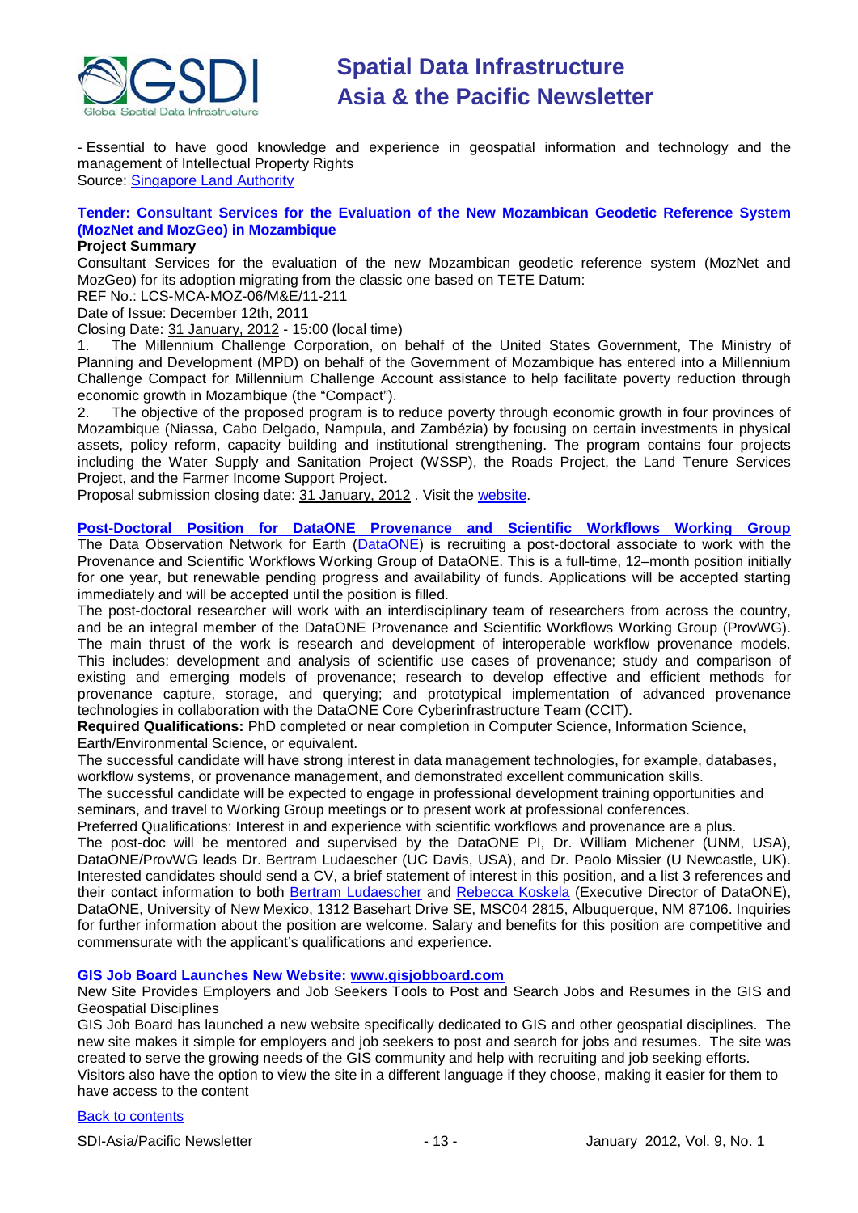- Essential to have good knowledge and experience in geospatial information and technology and the management of Intellectual Property Rights
Source: Singapore Land Authority

### Tender: Consultant Services for the Evaluation of the New Mozambican Geodetic Reference System (MozNet and MozGeo) in Mozambique

**Project Summary**

Consultant Services for the evaluation of the new Mozambican geodetic reference system (MozNet and MozGeo) for its adoption migrating from the classic one based on TETE Datum:

REF No.: LCS-MCA-MOZ-06/M&E/11-211

Date of Issue: December 12th, 2011

Closing Date: 31 January, 2012 - 15:00 (local time)

1. The Millennium Challenge Corporation, on behalf of the United States Government, The Ministry of Planning and Development (MPD) on behalf of the Government of Mozambique has entered into a Millennium Challenge Compact for Millennium Challenge Account assistance to help facilitate poverty reduction through economic growth in Mozambique (the "Compact").
2. The objective of the proposed program is to reduce poverty through economic growth in four provinces of Mozambique (Niassa, Cabo Delgado, Nampula, and Zambézia) by focusing on certain investments in physical assets, policy reform, capacity building and institutional strengthening. The program contains four projects including the Water Supply and Sanitation Project (WSSP), the Roads Project, the Land Tenure Services Project, and the Farmer Income Support Project.

Proposal submission closing date: 31 January, 2012 . Visit the website.

### Post-Doctoral Position for DataONE Provenance and Scientific Workflows Working Group

The Data Observation Network for Earth (DataONE) is recruiting a post-doctoral associate to work with the Provenance and Scientific Workflows Working Group of DataONE. This is a full-time, 12–month position initially for one year, but renewable pending progress and availability of funds. Applications will be accepted starting immediately and will be accepted until the position is filled.

The post-doctoral researcher will work with an interdisciplinary team of researchers from across the country, and be an integral member of the DataONE Provenance and Scientific Workflows Working Group (ProvWG). The main thrust of the work is research and development of interoperable workflow provenance models. This includes: development and analysis of scientific use cases of provenance; study and comparison of existing and emerging models of provenance; research to develop effective and efficient methods for provenance capture, storage, and querying; and prototypical implementation of advanced provenance technologies in collaboration with the DataONE Core Cyberinfrastructure Team (CCIT).

**Required Qualifications:** PhD completed or near completion in Computer Science, Information Science, Earth/Environmental Science, or equivalent.

The successful candidate will have strong interest in data management technologies, for example, databases, workflow systems, or provenance management, and demonstrated excellent communication skills.

The successful candidate will be expected to engage in professional development training opportunities and seminars, and travel to Working Group meetings or to present work at professional conferences.

Preferred Qualifications: Interest in and experience with scientific workflows and provenance are a plus.

The post-doc will be mentored and supervised by the DataONE PI, Dr. William Michener (UNM, USA), DataONE/ProvWG leads Dr. Bertram Ludaescher (UC Davis, USA), and Dr. Paolo Missier (U Newcastle, UK). Interested candidates should send a CV, a brief statement of interest in this position, and a list 3 references and their contact information to both Bertram Ludaescher and Rebecca Koskela (Executive Director of DataONE), DataONE, University of New Mexico, 1312 Basehart Drive SE, MSC04 2815, Albuquerque, NM 87106. Inquiries for further information about the position are welcome. Salary and benefits for this position are competitive and commensurate with the applicant's qualifications and experience.

### GIS Job Board Launches New Website: www.gisjobboard.com

New Site Provides Employers and Job Seekers Tools to Post and Search Jobs and Resumes in the GIS and Geospatial Disciplines

GIS Job Board has launched a new website specifically dedicated to GIS and other geospatial disciplines. The new site makes it simple for employers and job seekers to post and search for jobs and resumes. The site was created to serve the growing needs of the GIS community and help with recruiting and job seeking efforts.
Visitors also have the option to view the site in a different language if they choose, making it easier for them to have access to the content

Back to contents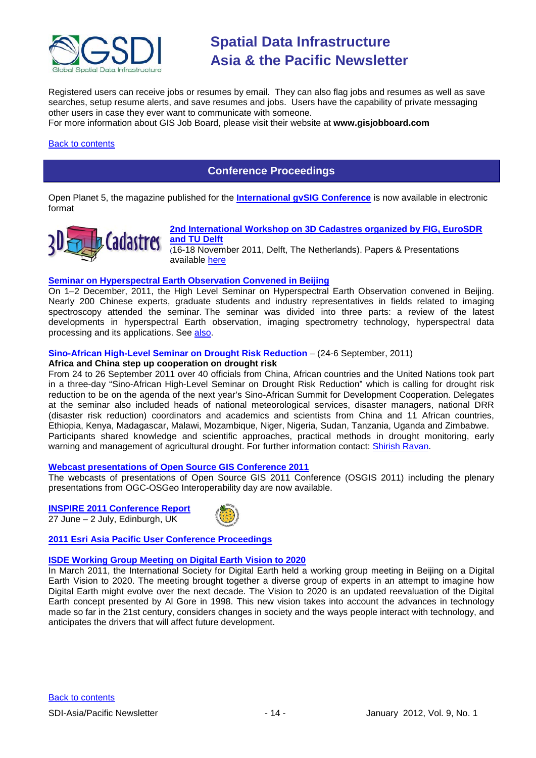Registered users can receive jobs or resumes by email. They can also flag jobs and resumes as well as save searches, setup resume alerts, and save resumes and jobs. Users have the capability of private messaging other users in case they ever want to communicate with someone.
For more information about GIS Job Board, please visit their website at **www.gisjobboard.com**

Back to contents

## Conference Proceedings

Open Planet 5, the magazine published for the **International gvSIG Conference** is now available in electronic format

**2nd International Workshop on 3D Cadastres organized by FIG, EuroSDR and TU Delft**
(16-18 November 2011, Delft, The Netherlands). Papers & Presentations available here

**Seminar on Hyperspectral Earth Observation Convened in Beijing**
On 1–2 December, 2011, the High Level Seminar on Hyperspectral Earth Observation convened in Beijing. Nearly 200 Chinese experts, graduate students and industry representatives in fields related to imaging spectroscopy attended the seminar. The seminar was divided into three parts: a review of the latest developments in hyperspectral Earth observation, imaging spectrometry technology, hyperspectral data processing and its applications. See also.

**Sino-African High-Level Seminar on Drought Risk Reduction** – (24-6 September, 2011)
**Africa and China step up cooperation on drought risk**
From 24 to 26 September 2011 over 40 officials from China, African countries and the United Nations took part in a three-day "Sino-African High-Level Seminar on Drought Risk Reduction" which is calling for drought risk reduction to be on the agenda of the next year's Sino-African Summit for Development Cooperation. Delegates at the seminar also included heads of national meteorological services, disaster managers, national DRR (disaster risk reduction) coordinators and academics and scientists from China and 11 African countries, Ethiopia, Kenya, Madagascar, Malawi, Mozambique, Niger, Nigeria, Sudan, Tanzania, Uganda and Zimbabwe. Participants shared knowledge and scientific approaches, practical methods in drought monitoring, early warning and management of agricultural drought. For further information contact: Shirish Ravan.

**Webcast presentations of Open Source GIS Conference 2011**
The webcasts of presentations of Open Source GIS 2011 Conference (OSGIS 2011) including the plenary presentations from OGC-OSGeo Interoperability day are now available.

**INSPIRE 2011 Conference Report**
27 June – 2 July, Edinburgh, UK

**2011 Esri Asia Pacific User Conference Proceedings**

**ISDE Working Group Meeting on Digital Earth Vision to 2020**
In March 2011, the International Society for Digital Earth held a working group meeting in Beijing on a Digital Earth Vision to 2020. The meeting brought together a diverse group of experts in an attempt to imagine how Digital Earth might evolve over the next decade. The Vision to 2020 is an updated reevaluation of the Digital Earth concept presented by Al Gore in 1998. This new vision takes into account the advances in technology made so far in the 21st century, considers changes in society and the ways people interact with technology, and anticipates the drivers that will affect future development.

Back to contents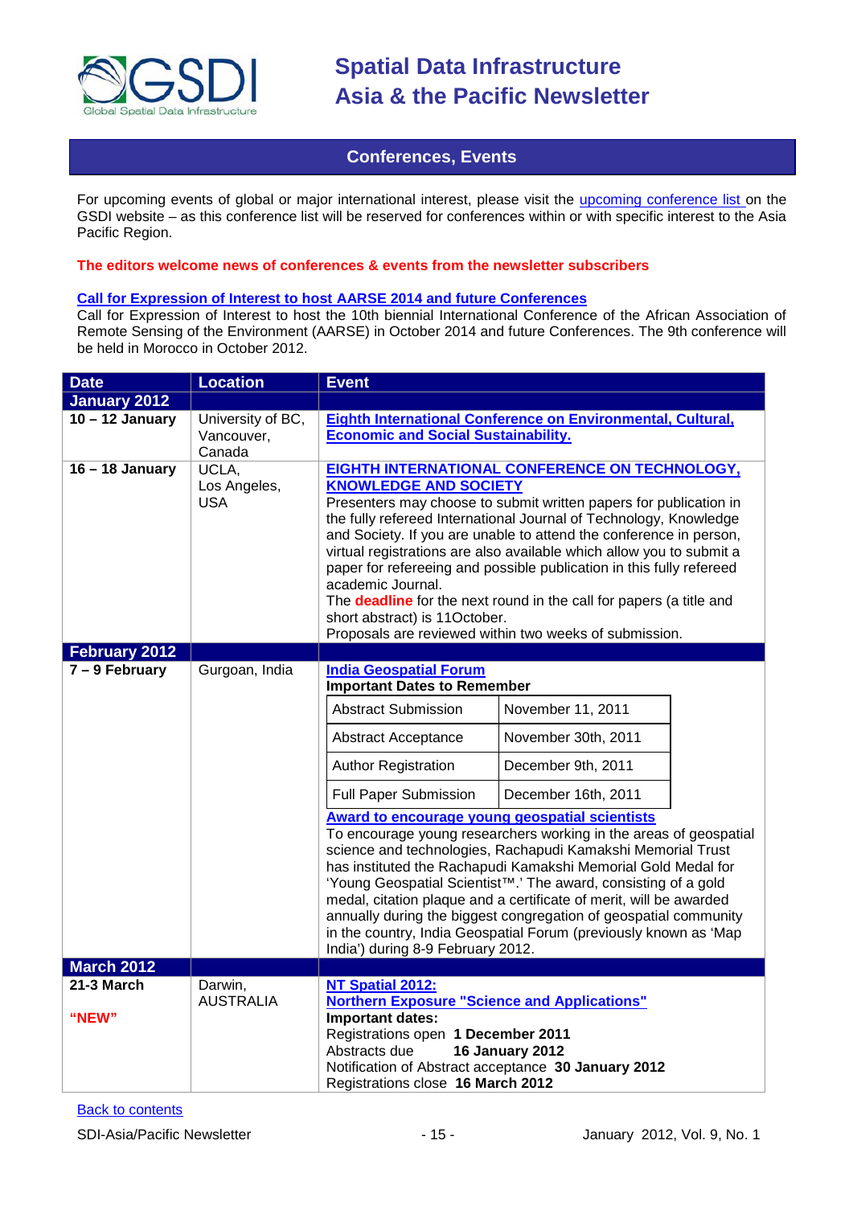## Conferences, Events

For upcoming events of global or major international interest, please visit the upcoming conference list on the GSDI website – as this conference list will be reserved for conferences within or with specific interest to the Asia Pacific Region.

**The editors welcome news of conferences & events from the newsletter subscribers**

**Call for Expression of Interest to host AARSE 2014 and future Conferences**
Call for Expression of Interest to host the 10th biennial International Conference of the African Association of Remote Sensing of the Environment (AARSE) in October 2014 and future Conferences. The 9th conference will be held in Morocco in October 2012.

| Date | Location | Event |
|---|---|---|
| **January 2012** | | |
| **10 – 12 January** | University of BC, Vancouver, Canada | **Eighth International Conference on Environmental, Cultural, Economic and Social Sustainability.** |
| **16 – 18 January** | UCLA, Los Angeles, USA | **EIGHTH INTERNATIONAL CONFERENCE ON TECHNOLOGY, KNOWLEDGE AND SOCIETY**<br>Presenters may choose to submit written papers for publication in the fully refereed International Journal of Technology, Knowledge and Society. If you are unable to attend the conference in person, virtual registrations are also available which allow you to submit a paper for refereeing and possible publication in this fully refereed academic Journal.<br>The **deadline** for the next round in the call for papers (a title and short abstract) is 11October.<br>Proposals are reviewed within two weeks of submission. |
| **February 2012** | | |
| **7 – 9 February** | Gurgoan, India | **India Geospatial Forum**<br>**Important Dates to Remember**<br>Abstract Submission: November 11, 2011<br>Abstract Acceptance: November 30th, 2011<br>Author Registration: December 9th, 2011<br>Full Paper Submission: December 16th, 2011<br>**Award to encourage young geospatial scientists**<br>To encourage young researchers working in the areas of geospatial science and technologies, Rachapudi Kamakshi Memorial Trust has instituted the Rachapudi Kamakshi Memorial Gold Medal for 'Young Geospatial Scientist™.' The award, consisting of a gold medal, citation plaque and a certificate of merit, will be awarded annually during the biggest congregation of geospatial community in the country, India Geospatial Forum (previously known as 'Map India') during 8-9 February 2012. |
| **March 2012** | | |
| **21-3 March**<br><br>**"NEW"** | Darwin, AUSTRALIA | **NT Spatial 2012:**<br>**Northern Exposure "Science and Applications"**<br>**Important dates:**<br>Registrations open **1 December 2011**<br>Abstracts due **16 January 2012**<br>Notification of Abstract acceptance **30 January 2012**<br>Registrations close **16 March 2012** |

Back to contents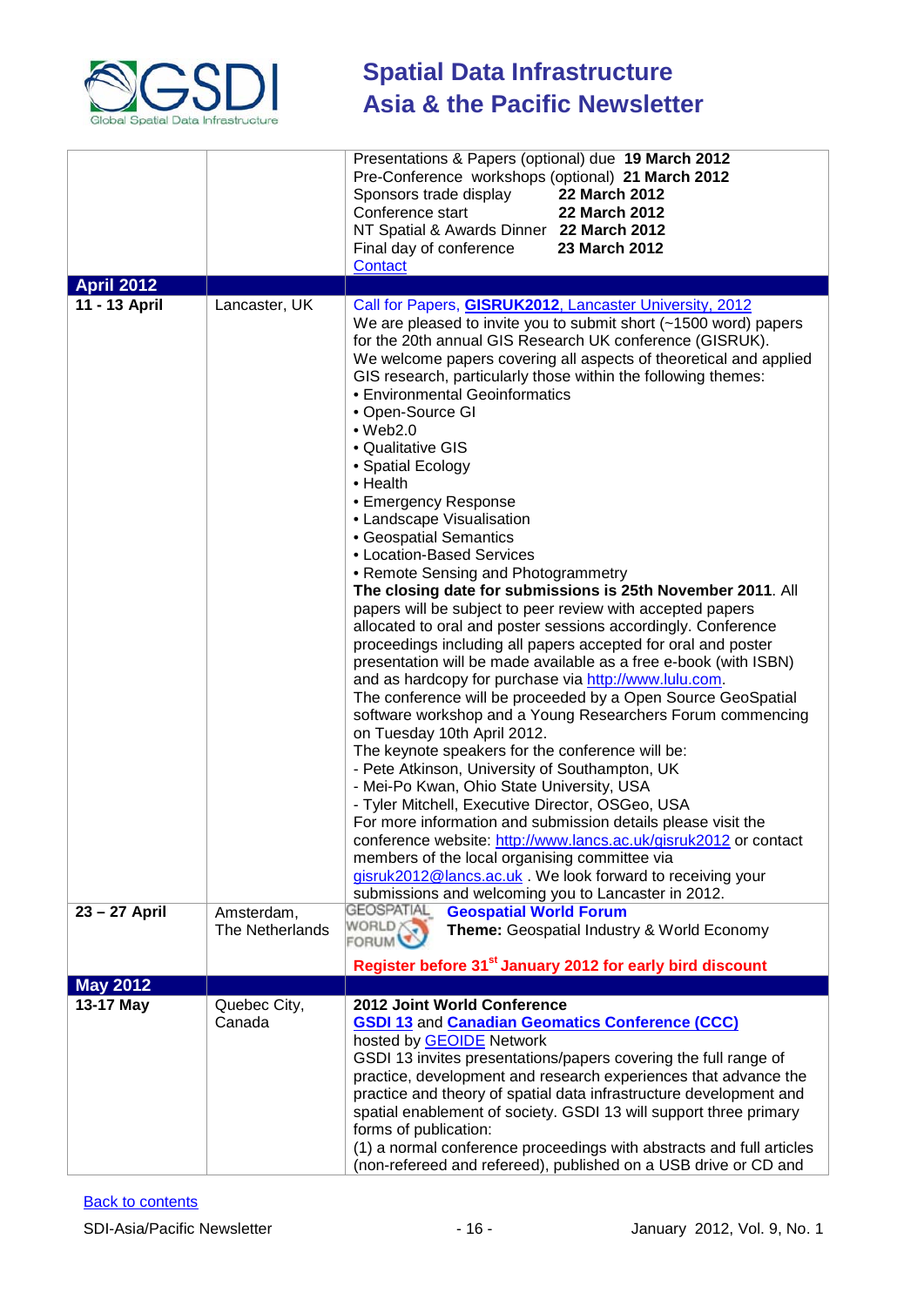| | | |
|---|---|---|
| | | Presentations & Papers (optional) due **19 March 2012**<br>Pre-Conference workshops (optional) **21 March 2012**<br>Sponsors trade display **22 March 2012**<br>Conference start **22 March 2012**<br>NT Spatial & Awards Dinner **22 March 2012**<br>Final day of conference **23 March 2012**<br>Contact |
| **April 2012** | | |
| **11 - 13 April** | Lancaster, UK | Call for Papers, **GISRUK2012**, Lancaster University, 2012<br>We are pleased to invite you to submit short (~1500 word) papers for the 20th annual GIS Research UK conference (GISRUK).<br>We welcome papers covering all aspects of theoretical and applied GIS research, particularly those within the following themes:<br>• Environmental Geoinformatics<br>• Open-Source GI<br>• Web2.0<br>• Qualitative GIS<br>• Spatial Ecology<br>• Health<br>• Emergency Response<br>• Landscape Visualisation<br>• Geospatial Semantics<br>• Location-Based Services<br>• Remote Sensing and Photogrammetry<br>**The closing date for submissions is 25th November 2011**. All papers will be subject to peer review with accepted papers allocated to oral and poster sessions accordingly. Conference proceedings including all papers accepted for oral and poster presentation will be made available as a free e-book (with ISBN) and as hardcopy for purchase via http://www.lulu.com.<br>The conference will be proceeded by a Open Source GeoSpatial software workshop and a Young Researchers Forum commencing on Tuesday 10th April 2012.<br>The keynote speakers for the conference will be:<br>- Pete Atkinson, University of Southampton, UK<br>- Mei-Po Kwan, Ohio State University, USA<br>- Tyler Mitchell, Executive Director, OSGeo, USA<br>For more information and submission details please visit the conference website: http://www.lancs.ac.uk/gisruk2012 or contact members of the local organising committee via gisruk2012@lancs.ac.uk . We look forward to receiving your submissions and welcoming you to Lancaster in 2012. |
| **23 – 27 April** | Amsterdam, The Netherlands | GEOSPATIAL WORLD FORUM **Geospatial World Forum**<br>**Theme:** Geospatial Industry & World Economy<br>**Register before 31st January 2012 for early bird discount** |
| **May 2012** | | |
| **13-17 May** | Quebec City, Canada | **2012 Joint World Conference**<br>**GSDI 13** and **Canadian Geomatics Conference (CCC)**<br>hosted by GEOIDE Network<br>GSDI 13 invites presentations/papers covering the full range of practice, development and research experiences that advance the practice and theory of spatial data infrastructure development and spatial enablement of society. GSDI 13 will support three primary forms of publication:<br>(1) a normal conference proceedings with abstracts and full articles (non-refereed and refereed), published on a USB drive or CD and |

Back to contents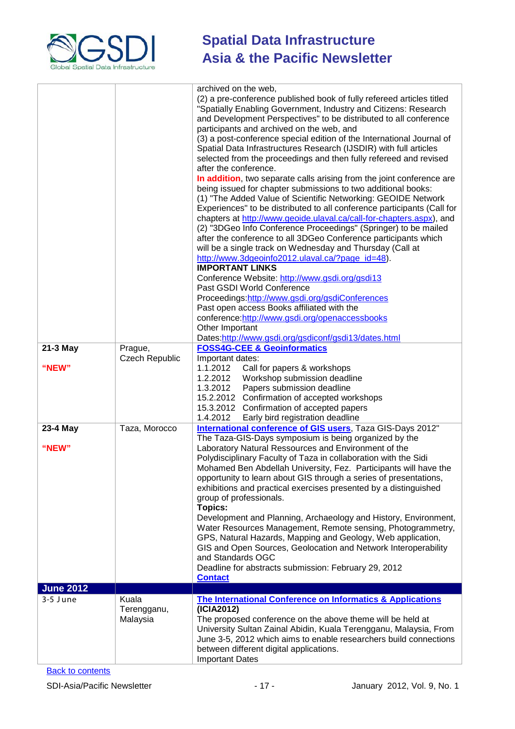| | | |
|---|---|---|
| | | archived on the web,<br>(2) a pre-conference published book of fully refereed articles titled "Spatially Enabling Government, Industry and Citizens: Research and Development Perspectives" to be distributed to all conference participants and archived on the web, and<br>(3) a post-conference special edition of the International Journal of Spatial Data Infrastructures Research (IJSDIR) with full articles selected from the proceedings and then fully refereed and revised after the conference.<br>**In addition**, two separate calls arising from the joint conference are being issued for chapter submissions to two additional books:<br>(1) "The Added Value of Scientific Networking: GEOIDE Network Experiences" to be distributed to all conference participants (Call for chapters at http://www.geoide.ulaval.ca/call-for-chapters.aspx), and<br>(2) "3DGeo Info Conference Proceedings" (Springer) to be mailed after the conference to all 3DGeo Conference participants which will be a single track on Wednesday and Thursday (Call at http://www.3dgeoinfo2012.ulaval.ca/?page_id=48).<br>**IMPORTANT LINKS**<br>Conference Website: http://www.gsdi.org/gsdi13<br>Past GSDI World Conference Proceedings:http://www.gsdi.org/gsdiConferences<br>Past open access Books affiliated with the conference:http://www.gsdi.org/openaccessbooks<br>Other Important Dates:http://www.gsdi.org/gsdiconf/gsdi13/dates.html |
| **21-3 May**<br><br>**"NEW"** | Prague, Czech Republic | **FOSS4G-CEE & Geoinformatics**<br>Important dates:<br>1.1.2012 Call for papers & workshops<br>1.2.2012 Workshop submission deadline<br>1.3.2012 Papers submission deadline<br>15.2.2012 Confirmation of accepted workshops<br>15.3.2012 Confirmation of accepted papers<br>1.4.2012 Early bird registration deadline |
| **23-4 May**<br><br>**"NEW"** | Taza, Morocco | **International conference of GIS users**, Taza GIS-Days 2012"<br>The Taza-GIS-Days symposium is being organized by the Laboratory Natural Ressources and Environment of the Polydisciplinary Faculty of Taza in collaboration with the Sidi Mohamed Ben Abdellah University, Fez. Participants will have the opportunity to learn about GIS through a series of presentations, exhibitions and practical exercises presented by a distinguished group of professionals.<br>**Topics:**<br>Development and Planning, Archaeology and History, Environment, Water Resources Management, Remote sensing, Photogrammetry, GPS, Natural Hazards, Mapping and Geology, Web application, GIS and Open Sources, Geolocation and Network Interoperability and Standards OGC<br>Deadline for abstracts submission: February 29, 2012<br>**Contact** |
| **June 2012** | | |
| 3-5 June | Kuala Terengganu, Malaysia | **The International Conference on Informatics & Applications (ICIA2012)**<br>The proposed conference on the above theme will be held at University Sultan Zainal Abidin, Kuala Terengganu, Malaysia, From June 3-5, 2012 which aims to enable researchers build connections between different digital applications.<br>Important Dates |

Back to contents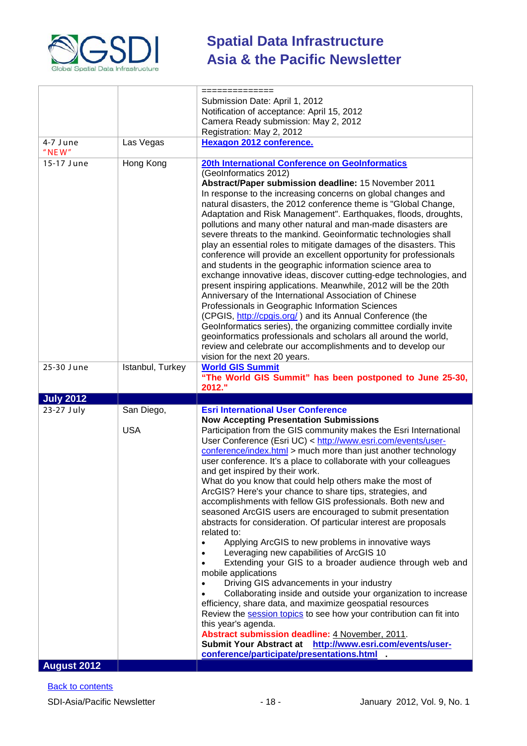| | | |
|---|---|---|
| | | ==============<br>Submission Date: April 1, 2012<br>Notification of acceptance: April 15, 2012<br>Camera Ready submission: May 2, 2012<br>Registration: May 2, 2012 |
| 4-7 June "NEW" | Las Vegas | **Hexagon 2012 conference.** |
| 15-17 June | Hong Kong | **20th International Conference on GeoInformatics**<br>(GeoInformatics 2012)<br>**Abstract/Paper submission deadline:** 15 November 2011<br>In response to the increasing concerns on global changes and natural disasters, the 2012 conference theme is "Global Change, Adaptation and Risk Management". Earthquakes, floods, droughts, pollutions and many other natural and man-made disasters are severe threats to the mankind. Geoinformatic technologies shall play an essential roles to mitigate damages of the disasters. This conference will provide an excellent opportunity for professionals and students in the geographic information science area to exchange innovative ideas, discover cutting-edge technologies, and present inspiring applications. Meanwhile, 2012 will be the 20th Anniversary of the International Association of Chinese Professionals in Geographic Information Sciences (CPGIS, http://cpgis.org/ ) and its Annual Conference (the GeoInformatics series), the organizing committee cordially invite geoinformatics professionals and scholars all around the world, review and celebrate our accomplishments and to develop our vision for the next 20 years. |
| 25-30 June | Istanbul, Turkey | **World GIS Summit**<br>**"The World GIS Summit" has been postponed to June 25-30, 2012."** |
| **July 2012** | | |
| 23-27 July | San Diego,<br><br>USA | **Esri International User Conference**<br>**Now Accepting Presentation Submissions**<br>Participation from the GIS community makes the Esri International User Conference (Esri UC) < http://www.esri.com/events/user-conference/index.html > much more than just another technology user conference. It's a place to collaborate with your colleagues and get inspired by their work.<br>What do you know that could help others make the most of ArcGIS? Here's your chance to share tips, strategies, and accomplishments with fellow GIS professionals. Both new and seasoned ArcGIS users are encouraged to submit presentation abstracts for consideration. Of particular interest are proposals related to:<br>• Applying ArcGIS to new problems in innovative ways<br>• Leveraging new capabilities of ArcGIS 10<br>• Extending your GIS to a broader audience through web and mobile applications<br>• Driving GIS advancements in your industry<br>• Collaborating inside and outside your organization to increase efficiency, share data, and maximize geospatial resources<br>Review the session topics to see how your contribution can fit into this year's agenda.<br>**Abstract submission deadline:** 4 November, 2011.<br>**Submit Your Abstract at http://www.esri.com/events/user-conference/participate/presentations.html .** |
| **August 2012** | | |

Back to contents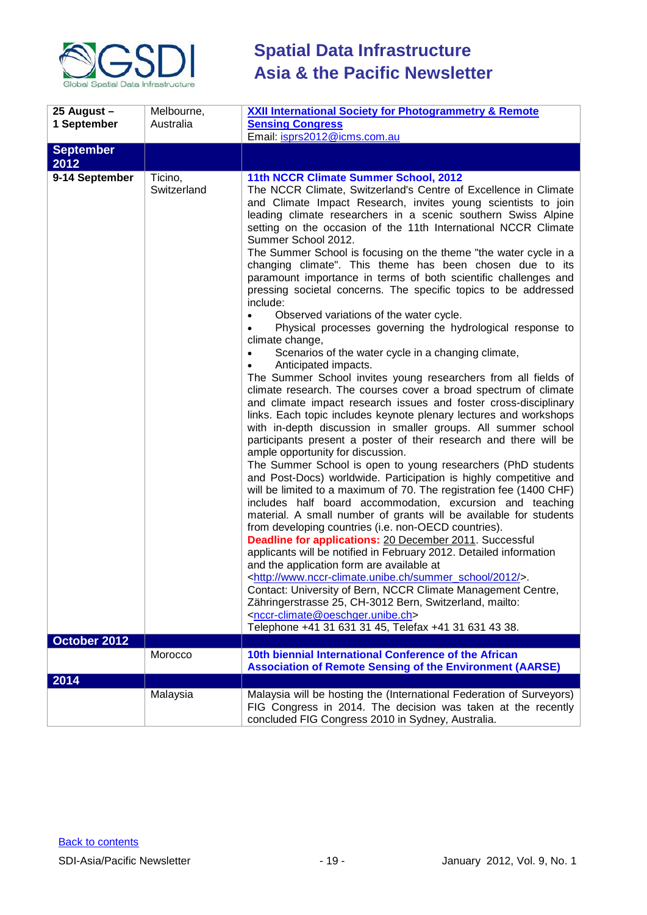| | | |
|---|---|---|
| **25 August – 1 September** | Melbourne, Australia | **XXII International Society for Photogrammetry & Remote Sensing Congress**<br>Email: ispr2012@icms.com.au |
| **September 2012** | | |
| **9-14 September** | Ticino, Switzerland | **11th NCCR Climate Summer School, 2012**<br>The NCCR Climate, Switzerland's Centre of Excellence in Climate and Climate Impact Research, invites young scientists to join leading climate researchers in a scenic southern Swiss Alpine setting on the occasion of the 11th International NCCR Climate Summer School 2012.<br>The Summer School is focusing on the theme "the water cycle in a changing climate". This theme has been chosen due to its paramount importance in terms of both scientific challenges and pressing societal concerns. The specific topics to be addressed include:<br>• Observed variations of the water cycle.<br>• Physical processes governing the hydrological response to climate change,<br>• Scenarios of the water cycle in a changing climate,<br>• Anticipated impacts.<br>The Summer School invites young researchers from all fields of climate research. The courses cover a broad spectrum of climate and climate impact research issues and foster cross-disciplinary links. Each topic includes keynote plenary lectures and workshops with in-depth discussion in smaller groups. All summer school participants present a poster of their research and there will be ample opportunity for discussion.<br>The Summer School is open to young researchers (PhD students and Post-Docs) worldwide. Participation is highly competitive and will be limited to a maximum of 70. The registration fee (1400 CHF) includes half board accommodation, excursion and teaching material. A small number of grants will be available for students from developing countries (i.e. non-OECD countries).<br>**Deadline for applications:** 20 December 2011. Successful applicants will be notified in February 2012. Detailed information and the application form are available at <http://www.nccr-climate.unibe.ch/summer_school/2012/>.<br>Contact: University of Bern, NCCR Climate Management Centre, Zähringerstrasse 25, CH-3012 Bern, Switzerland, mailto: <nccr-climate@oeschger.unibe.ch><br>Telephone +41 31 631 31 45, Telefax +41 31 631 43 38. |
| **October 2012** | | |
| | Morocco | **10th biennial International Conference of the African Association of Remote Sensing of the Environment (AARSE)** |
| **2014** | | |
| | Malaysia | Malaysia will be hosting the (International Federation of Surveyors) FIG Congress in 2014. The decision was taken at the recently concluded FIG Congress 2010 in Sydney, Australia. |

Back to contents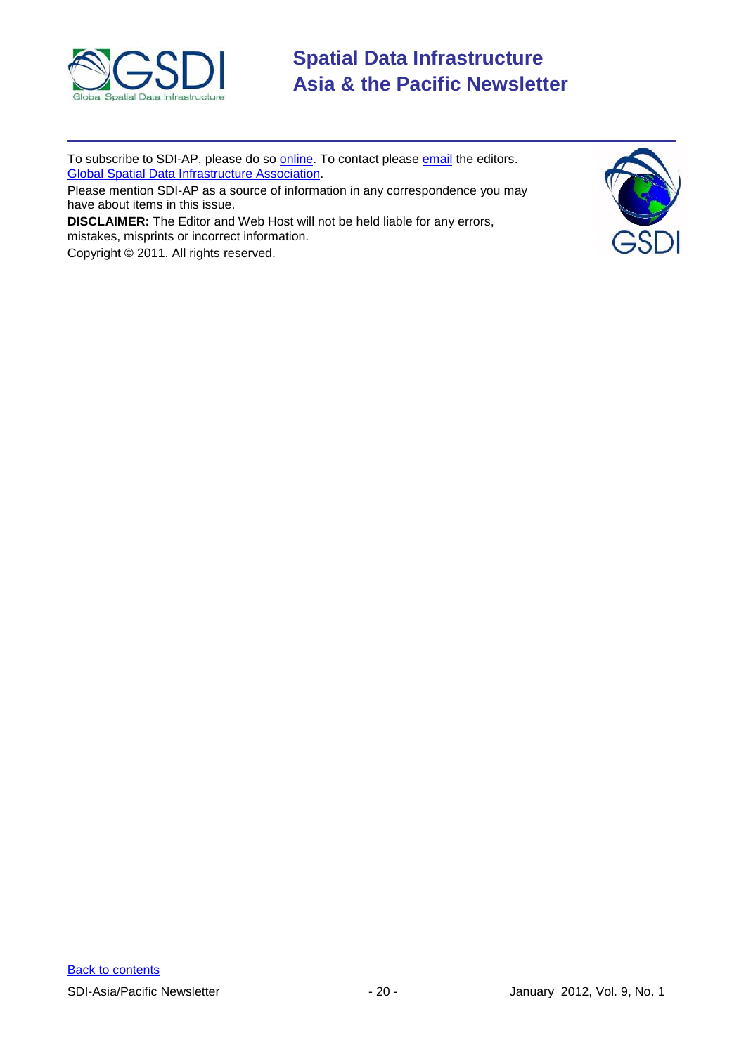To subscribe to SDI-AP, please do so online. To contact please email the editors. Global Spatial Data Infrastructure Association.

Please mention SDI-AP as a source of information in any correspondence you may have about items in this issue.

**DISCLAIMER:** The Editor and Web Host will not be held liable for any errors, mistakes, misprints or incorrect information.

Copyright © 2011. All rights reserved.

Back to contents